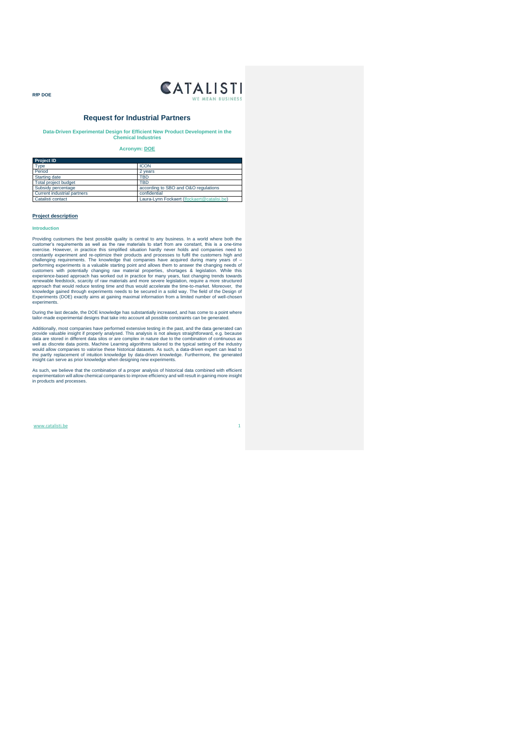RfP DOE

# Request for Industrial Partners

**Data-Driven Experimental Design for Efficient New Product Development in the Chemical Industries**

**Acronym: DOE**

| Project ID | |
|---|---|
| Type | ICON |
| Period | 2 years |
| Starting date | TBD |
| Total project budget | TBD |
| Subsidy percentage | according to SBO and O&O regulations |
| Current industrial partners | confidential |
| Catalisti contact | Laura-Lynn Fockaert (lfockaert@catalisti.be) |

## Project description

### Introduction

Providing customers the best possible quality is central to any business. In a world where both the customer's requirements as well as the raw materials to start from are constant, this is a one-time exercise. However, in practice this simplified situation hardly never holds and companies need to constantly experiment and re-optimize their products and processes to fulfil the customers high and challenging requirements. The knowledge that companies have acquired during many years of – performing experiments is a valuable starting point and allows them to answer the changing needs of customers with potentially changing raw material properties, shortages & legislation. While this experience-based approach has worked out in practice for many years, fast changing trends towards renewable feedstock, scarcity of raw materials and more severe legislation, require a more structured approach that would reduce testing time and thus would accelerate the time-to-market. Moreover, the knowledge gained through experiments needs to be secured in a solid way. The field of the Design of Experiments (DOE) exactly aims at gaining maximal information from a limited number of well-chosen experiments.

During the last decade, the DOE knowledge has substantially increased, and has come to a point where tailor-made experimental designs that take into account all possible constraints can be generated.

Additionally, most companies have performed extensive testing in the past, and the data generated can provide valuable insight if properly analysed. This analysis is not always straightforward, e.g. because data are stored in different data silos or are complex in nature due to the combination of continuous as well as discrete data points. Machine Learning algorithms tailored to the typical setting of the industry would allow companies to valorise these historical datasets. As such, a data-driven expert can lead to the partly replacement of intuition knowledge by data-driven knowledge. Furthermore, the generated insight can serve as prior knowledge when designing new experiments.

As such, we believe that the combination of a proper analysis of historical data combined with efficient experimentation will allow chemical companies to improve efficiency and will result in gaining more insight in products and processes.

www.catalisti.be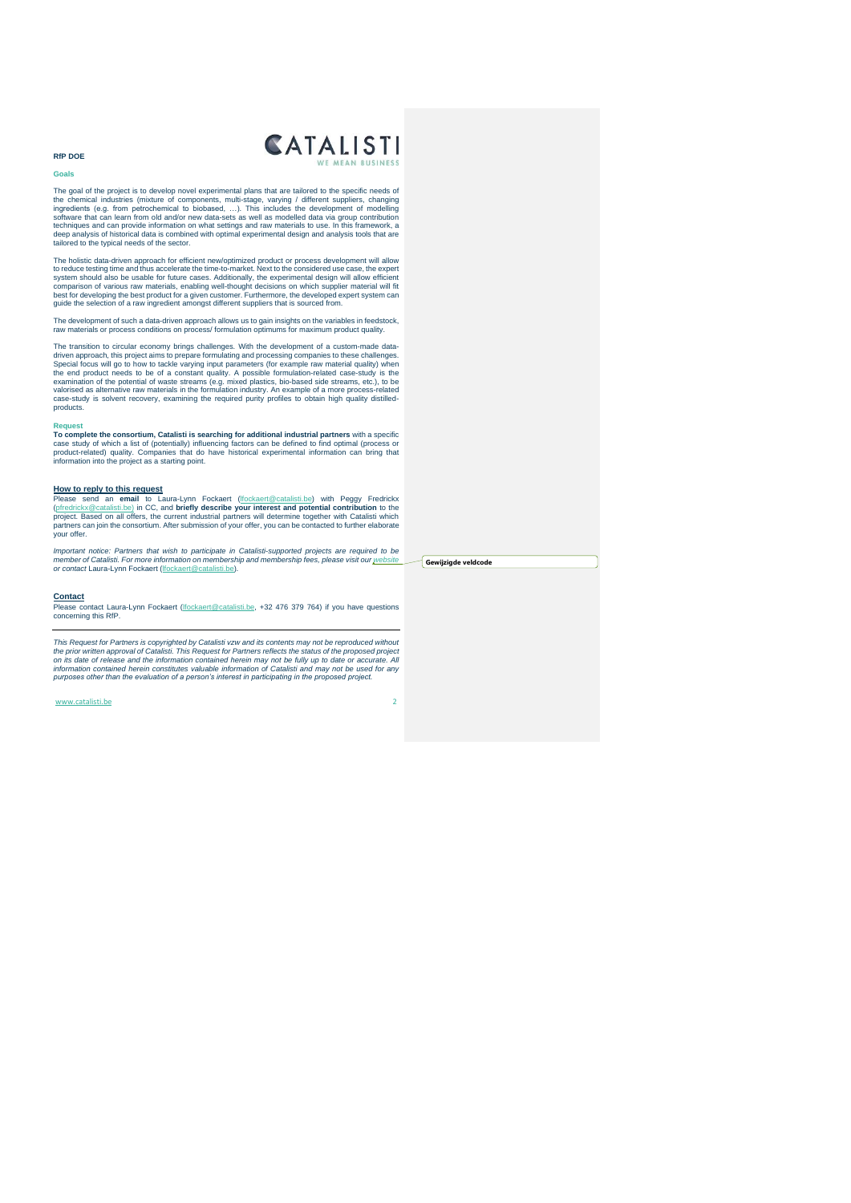**RfP DOE**

**Goals**

The goal of the project is to develop novel experimental plans that are tailored to the specific needs of the chemical industries (mixture of components, multi-stage, varying / different suppliers, changing ingredients (e.g. from petrochemical to biobased, …). This includes the development of modelling software that can learn from old and/or new data-sets as well as modelled data via group contribution techniques and can provide information on what settings and raw materials to use. In this framework, a deep analysis of historical data is combined with optimal experimental design and analysis tools that are tailored to the typical needs of the sector.

The holistic data-driven approach for efficient new/optimized product or process development will allow to reduce testing time and thus accelerate the time-to-market. Next to the considered use case, the expert system should also be usable for future cases. Additionally, the experimental design will allow efficient comparison of various raw materials, enabling well-thought decisions on which supplier material will fit best for developing the best product for a given customer. Furthermore, the developed expert system can guide the selection of a raw ingredient amongst different suppliers that is sourced from.

The development of such a data-driven approach allows us to gain insights on the variables in feedstock, raw materials or process conditions on process/ formulation optimums for maximum product quality.

The transition to circular economy brings challenges. With the development of a custom-made data-driven approach, this project aims to prepare formulating and processing companies to these challenges. Special focus will go to how to tackle varying input parameters (for example raw material quality) when the end product needs to be of a constant quality. A possible formulation-related case-study is the examination of the potential of waste streams (e.g. mixed plastics, bio-based side streams, etc.), to be valorised as alternative raw materials in the formulation industry. An example of a more process-related case-study is solvent recovery, examining the required purity profiles to obtain high quality distilled-products.

**Request**

**To complete the consortium, Catalisti is searching for additional industrial partners** with a specific case study of which a list of (potentially) influencing factors can be defined to find optimal (process or product-related) quality. Companies that do have historical experimental information can bring that information into the project as a starting point.

## How to reply to this request

Please send an **email** to Laura-Lynn Fockaert (lfockaert@catalisti.be) with Peggy Fredrickx (pfredrickx@catalisti.be) in CC, and **briefly describe your interest and potential contribution** to the project. Based on all offers, the current industrial partners will determine together with Catalisti which partners can join the consortium. After submission of your offer, you can be contacted to further elaborate your offer.

*Important notice: Partners that wish to participate in Catalisti-supported projects are required to be member of Catalisti. For more information on membership and membership fees, please visit our website or contact* Laura-Lynn Fockaert (lfockaert@catalisti.be).

## Contact

Please contact Laura-Lynn Fockaert (lfockaert@catalisti.be, +32 476 379 764) if you have questions concerning this RfP.

---

*This Request for Partners is copyrighted by Catalisti vzw and its contents may not be reproduced without the prior written approval of Catalisti. This Request for Partners reflects the status of the proposed project on its date of release and the information contained herein may not be fully up to date or accurate. All information contained herein constitutes valuable information of Catalisti and may not be used for any purposes other than the evaluation of a person's interest in participating in the proposed project.*

Gewijzigde veldcode